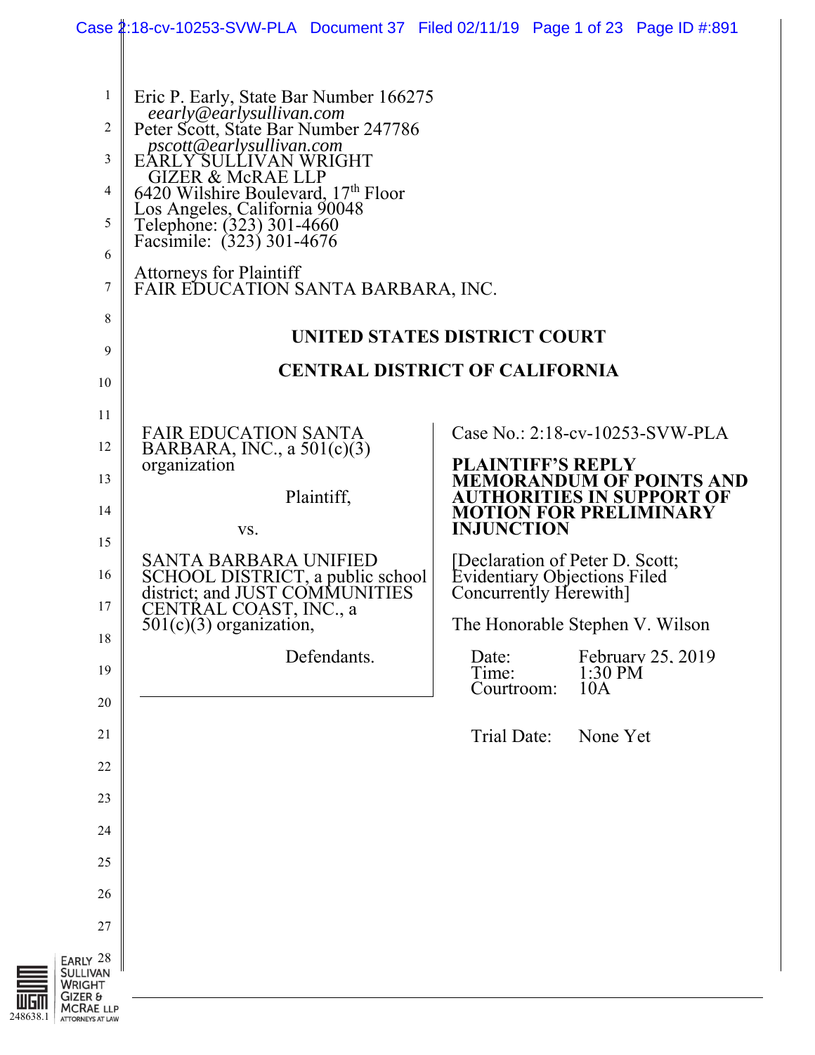Eric P. Early, State Bar Number 166275
*eearly@earlysullivan.com*
Peter Scott, State Bar Number 247786
*pscott@earlysullivan.com*
EARLY SULLIVAN WRIGHT
GIZER & McRAE LLP
6420 Wilshire Boulevard, 17th Floor
Los Angeles, California 90048
Telephone: (323) 301-4660
Facsimile: (323) 301-4676

Attorneys for Plaintiff
FAIR EDUCATION SANTA BARBARA, INC.

**UNITED STATES DISTRICT COURT**

**CENTRAL DISTRICT OF CALIFORNIA**

FAIR EDUCATION SANTA BARBARA, INC., a 501(c)(3) organization

Plaintiff,

vs.

SANTA BARBARA UNIFIED SCHOOL DISTRICT, a public school district; and JUST COMMUNITIES CENTRAL COAST, INC., a 501(c)(3) organization,

Defendants.

Case No.: 2:18-cv-10253-SVW-PLA

**PLAINTIFF'S REPLY MEMORANDUM OF POINTS AND AUTHORITIES IN SUPPORT OF MOTION FOR PRELIMINARY INJUNCTION**

[Declaration of Peter D. Scott; Evidentiary Objections Filed Concurrently Herewith]

The Honorable Stephen V. Wilson

Date: February 25, 2019
Time: 1:30 PM
Courtroom: 10A

Trial Date: None Yet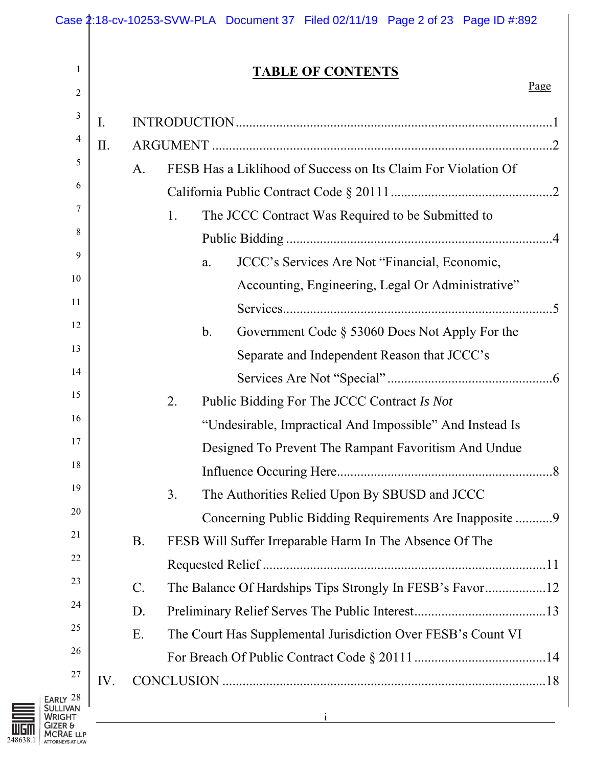# TABLE OF CONTENTS

Page

I. INTRODUCTION ........ 1

II. ARGUMENT ........ 2

A. FESB Has a Liklihood of Success on Its Claim For Violation Of California Public Contract Code § 20111 ........ 2

1. The JCCC Contract Was Required to be Submitted to Public Bidding ........ 4

a. JCCC's Services Are Not "Financial, Economic, Accounting, Engineering, Legal Or Administrative" Services ........ 5

b. Government Code § 53060 Does Not Apply For the Separate and Independent Reason that JCCC's Services Are Not "Special" ........ 6

2. Public Bidding For The JCCC Contract *Is Not* "Undesirable, Impractical And Impossible" And Instead Is Designed To Prevent The Rampant Favoritism And Undue Influence Occuring Here ........ 8

3. The Authorities Relied Upon By SBUSD and JCCC Concerning Public Bidding Requirements Are Inapposite ........ 9

B. FESB Will Suffer Irreparable Harm In The Absence Of The Requested Relief ........ 11

C. The Balance Of Hardships Tips Strongly In FESB's Favor ........ 12

D. Preliminary Relief Serves The Public Interest ........ 13

E. The Court Has Supplemental Jurisdiction Over FESB's Count VI For Breach Of Public Contract Code § 20111 ........ 14

IV. CONCLUSION ........ 18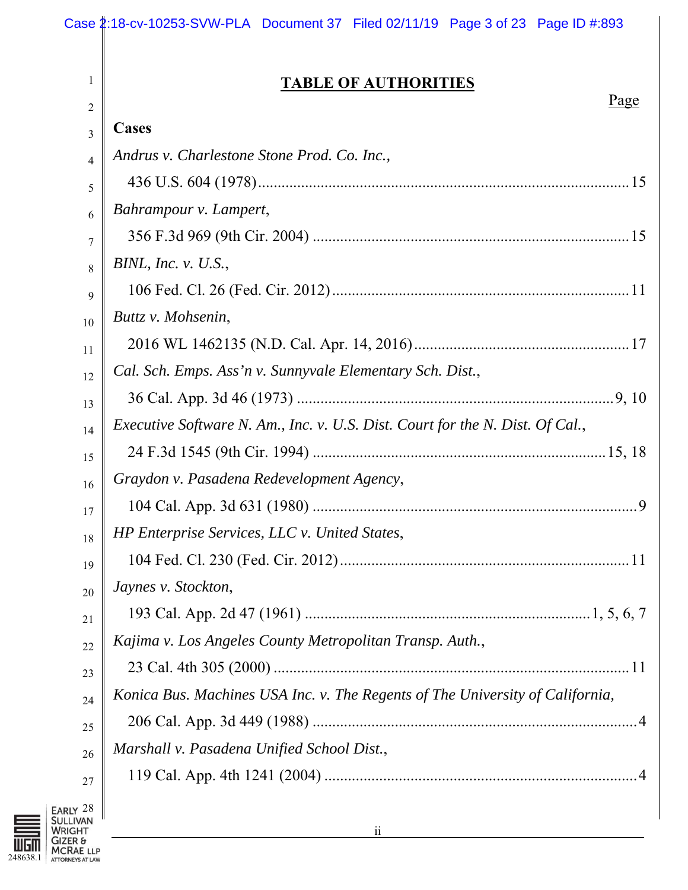# TABLE OF AUTHORITIES

Page

**Cases**

*Andrus v. Charlestone Stone Prod. Co. Inc.*,
436 U.S. 604 (1978) ........................................................................................ 15

*Bahrampour v. Lampert*,
356 F.3d 969 (9th Cir. 2004) ............................................................................ 15

*BINL, Inc. v. U.S.*,
106 Fed. Cl. 26 (Fed. Cir. 2012) ....................................................................... 11

*Buttz v. Mohsenin*,
2016 WL 1462135 (N.D. Cal. Apr. 14, 2016) ................................................... 17

*Cal. Sch. Emps. Ass'n v. Sunnyvale Elementary Sch. Dist.*,
36 Cal. App. 3d 46 (1973) ............................................................................ 9, 10

*Executive Software N. Am., Inc. v. U.S. Dist. Court for the N. Dist. Of Cal.*,
24 F.3d 1545 (9th Cir. 1994) ...................................................................... 15, 18

*Graydon v. Pasadena Redevelopment Agency*,
104 Cal. App. 3d 631 (1980) ............................................................................... 9

*HP Enterprise Services, LLC v. United States*,
104 Fed. Cl. 230 (Fed. Cir. 2012) ..................................................................... 11

*Jaynes v. Stockton*,
193 Cal. App. 2d 47 (1961) .................................................................... 1, 5, 6, 7

*Kajima v. Los Angeles County Metropolitan Transp. Auth.*,
23 Cal. 4th 305 (2000) ....................................................................................... 11

*Konica Bus. Machines USA Inc. v. The Regents of The University of California*,
206 Cal. App. 3d 449 (1988) ............................................................................... 4

*Marshall v. Pasadena Unified School Dist.*,
119 Cal. App. 4th 1241 (2004) ............................................................................ 4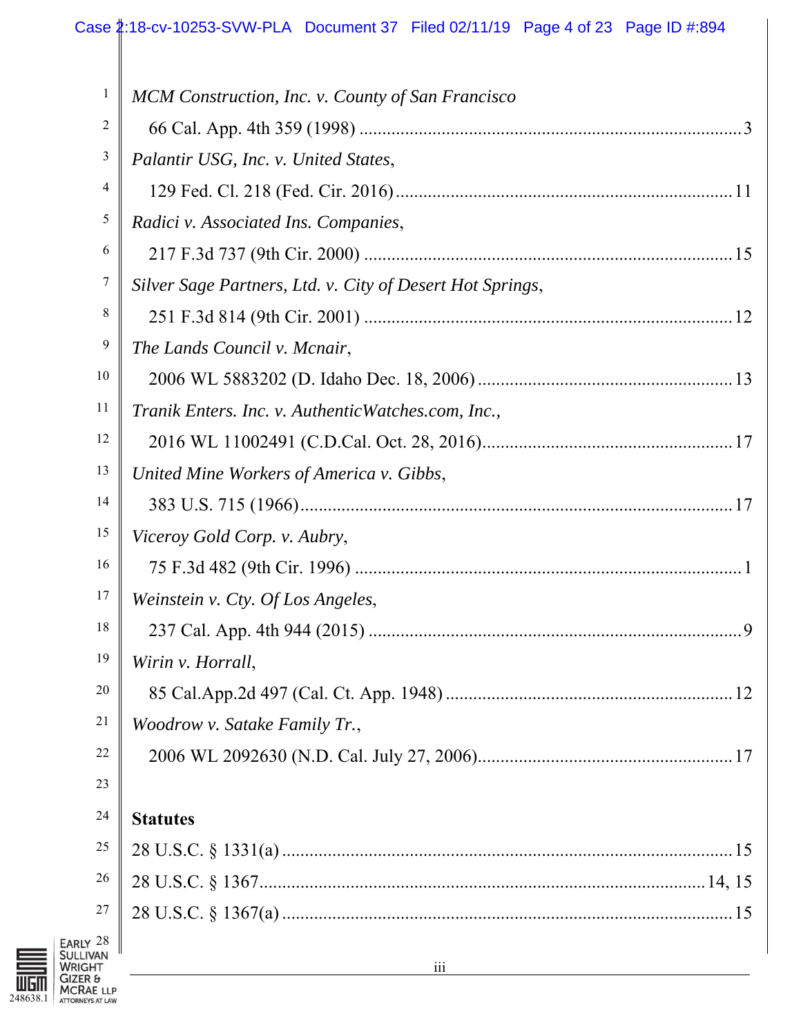*MCM Construction, Inc. v. County of San Francisco*
66 Cal. App. 4th 359 (1998) .................................................................................. 3

*Palantir USG, Inc. v. United States*,
129 Fed. Cl. 218 (Fed. Cir. 2016) ......................................................................... 11

*Radici v. Associated Ins. Companies*,
217 F.3d 737 (9th Cir. 2000) ............................................................................... 15

*Silver Sage Partners, Ltd. v. City of Desert Hot Springs*,
251 F.3d 814 (9th Cir. 2001) ............................................................................... 12

*The Lands Council v. Mcnair*,
2006 WL 5883202 (D. Idaho Dec. 18, 2006) ....................................................... 13

*Tranik Enters. Inc. v. AuthenticWatches.com, Inc.*,
2016 WL 11002491 (C.D.Cal. Oct. 28, 2016) ...................................................... 17

*United Mine Workers of America v. Gibbs*,
383 U.S. 715 (1966) ............................................................................................. 17

*Viceroy Gold Corp. v. Aubry*,
75 F.3d 482 (9th Cir. 1996) ................................................................................... 1

*Weinstein v. Cty. Of Los Angeles*,
237 Cal. App. 4th 944 (2015) ................................................................................. 9

*Wirin v. Horrall*,
85 Cal.App.2d 497 (Cal. Ct. App. 1948) .............................................................. 12

*Woodrow v. Satake Family Tr.*,
2006 WL 2092630 (N.D. Cal. July 27, 2006) ....................................................... 17

**Statutes**

28 U.S.C. § 1331(a) ................................................................................................ 15

28 U.S.C. § 1367 ............................................................................................... 14, 15

28 U.S.C. § 1367(a) ................................................................................................ 15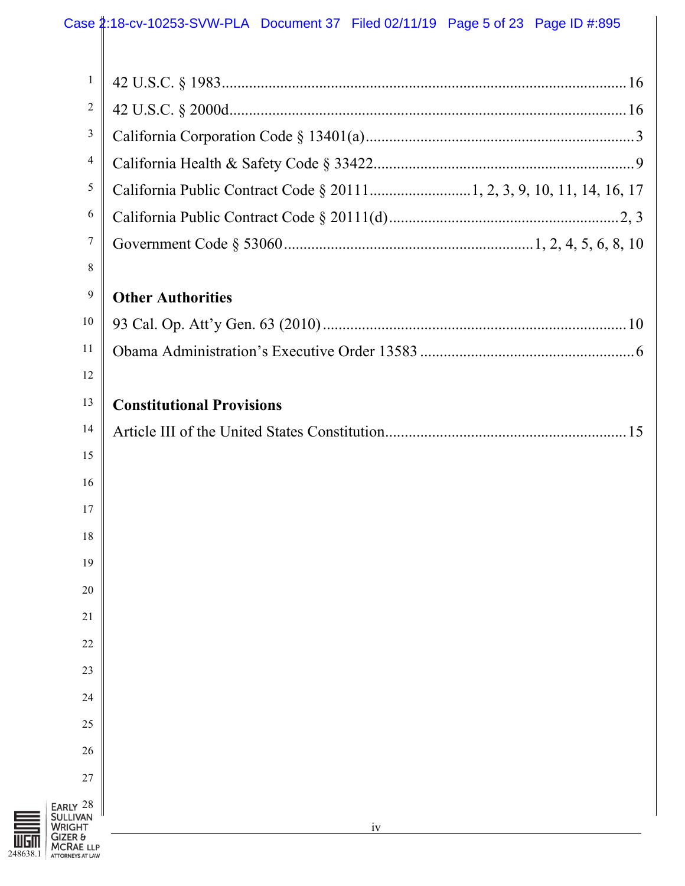42 U.S.C. § 1983 ........................................................................................................ 16

42 U.S.C. § 2000d ...................................................................................................... 16

California Corporation Code § 13401(a) ..................................................................... 3

California Health & Safety Code § 33422 ................................................................... 9

California Public Contract Code § 20111 .......................... 1, 2, 3, 9, 10, 11, 14, 16, 17

California Public Contract Code § 20111(d) ........................................................... 2, 3

Government Code § 53060 ................................................................ 1, 2, 4, 5, 6, 8, 10

**Other Authorities**

93 Cal. Op. Att'y Gen. 63 (2010) .............................................................................. 10

Obama Administration's Executive Order 13583 ....................................................... 6

**Constitutional Provisions**

Article III of the United States Constitution .............................................................. 15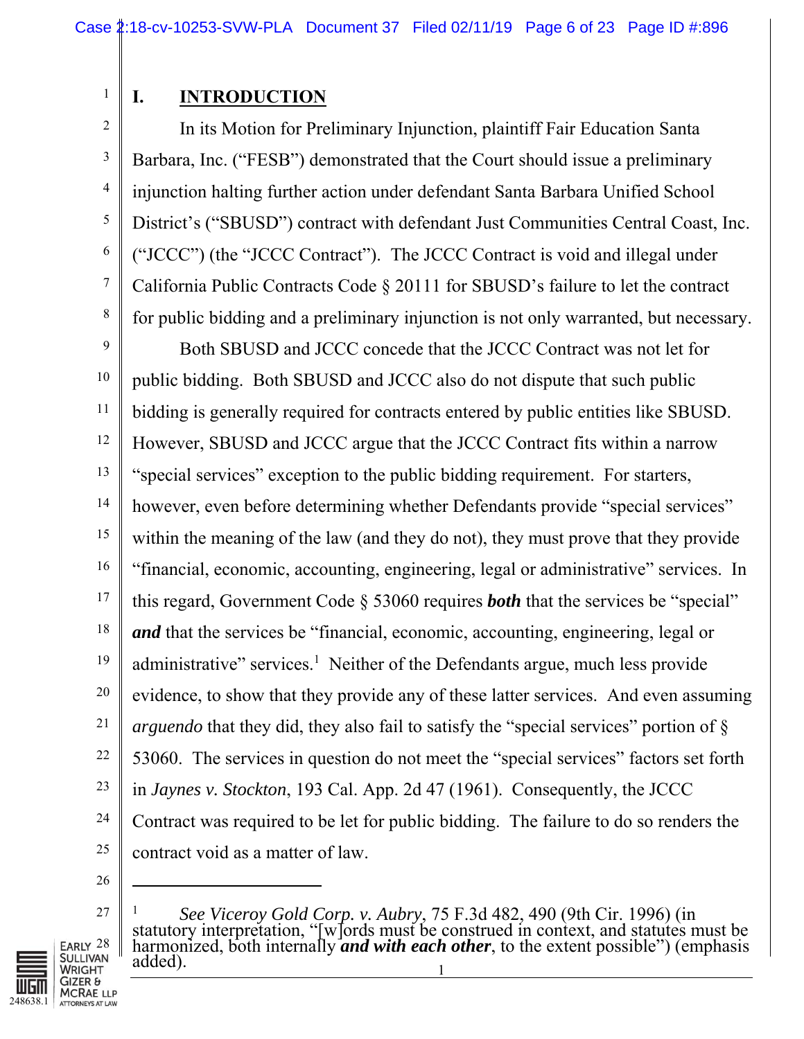## I. INTRODUCTION

In its Motion for Preliminary Injunction, plaintiff Fair Education Santa Barbara, Inc. ("FESB") demonstrated that the Court should issue a preliminary injunction halting further action under defendant Santa Barbara Unified School District's ("SBUSD") contract with defendant Just Communities Central Coast, Inc. ("JCCC") (the "JCCC Contract"). The JCCC Contract is void and illegal under California Public Contracts Code § 20111 for SBUSD's failure to let the contract for public bidding and a preliminary injunction is not only warranted, but necessary.

Both SBUSD and JCCC concede that the JCCC Contract was not let for public bidding. Both SBUSD and JCCC also do not dispute that such public bidding is generally required for contracts entered by public entities like SBUSD. However, SBUSD and JCCC argue that the JCCC Contract fits within a narrow "special services" exception to the public bidding requirement. For starters, however, even before determining whether Defendants provide "special services" within the meaning of the law (and they do not), they must prove that they provide "financial, economic, accounting, engineering, legal or administrative" services. In this regard, Government Code § 53060 requires ***both*** that the services be "special" ***and*** that the services be "financial, economic, accounting, engineering, legal or administrative" services.[1] Neither of the Defendants argue, much less provide evidence, to show that they provide any of these latter services. And even assuming *arguendo* that they did, they also fail to satisfy the "special services" portion of § 53060. The services in question do not meet the "special services" factors set forth in *Jaynes v. Stockton*, 193 Cal. App. 2d 47 (1961). Consequently, the JCCC Contract was required to be let for public bidding. The failure to do so renders the contract void as a matter of law.

---

[1] *See Viceroy Gold Corp. v. Aubry*, 75 F.3d 482, 490 (9th Cir. 1996) (in statutory interpretation, "[w]ords must be construed in context, and statutes must be harmonized, both internally ***and with each other***, to the extent possible") (emphasis added).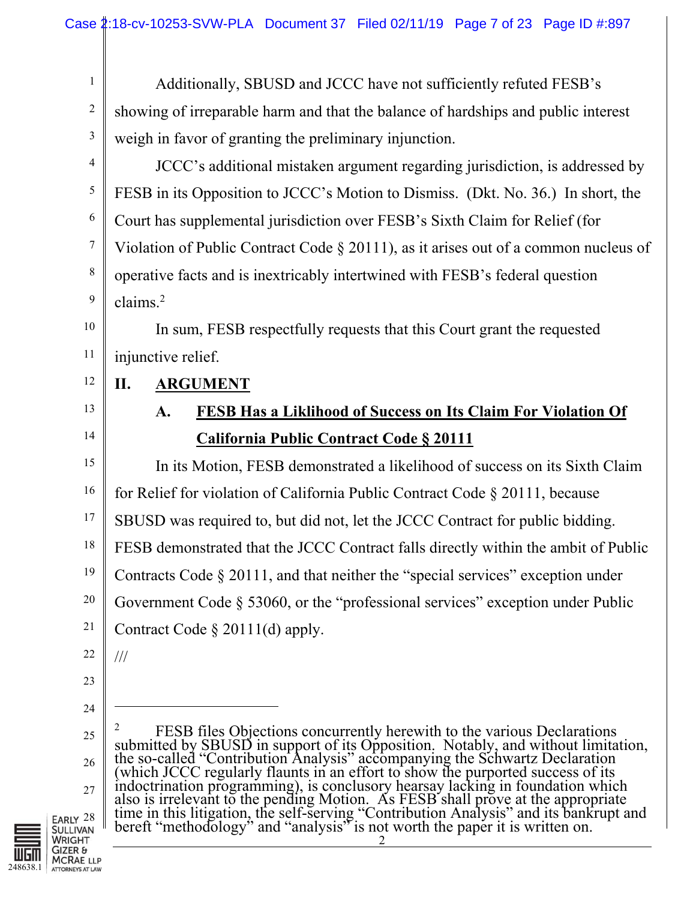Additionally, SBUSD and JCCC have not sufficiently refuted FESB's showing of irreparable harm and that the balance of hardships and public interest weigh in favor of granting the preliminary injunction.

JCCC's additional mistaken argument regarding jurisdiction, is addressed by FESB in its Opposition to JCCC's Motion to Dismiss. (Dkt. No. 36.) In short, the Court has supplemental jurisdiction over FESB's Sixth Claim for Relief (for Violation of Public Contract Code § 20111), as it arises out of a common nucleus of operative facts and is inextricably intertwined with FESB's federal question claims.[2]

In sum, FESB respectfully requests that this Court grant the requested injunctive relief.

## II. ARGUMENT

### A. FESB Has a Liklihood of Success on Its Claim For Violation Of California Public Contract Code § 20111

In its Motion, FESB demonstrated a likelihood of success on its Sixth Claim for Relief for violation of California Public Contract Code § 20111, because SBUSD was required to, but did not, let the JCCC Contract for public bidding. FESB demonstrated that the JCCC Contract falls directly within the ambit of Public Contracts Code § 20111, and that neither the "special services" exception under Government Code § 53060, or the "professional services" exception under Public Contract Code § 20111(d) apply.

///

---

[2] FESB files Objections concurrently herewith to the various Declarations submitted by SBUSD in support of its Opposition. Notably, and without limitation, the so-called "Contribution Analysis" accompanying the Schwartz Declaration (which JCCC regularly flaunts in an effort to show the purported success of its indoctrination programming), is conclusory hearsay lacking in foundation which also is irrelevant to the pending Motion. As FESB shall prove at the appropriate time in this litigation, the self-serving "Contribution Analysis" and its bankrupt and bereft "methodology" and "analysis" is not worth the paper it is written on.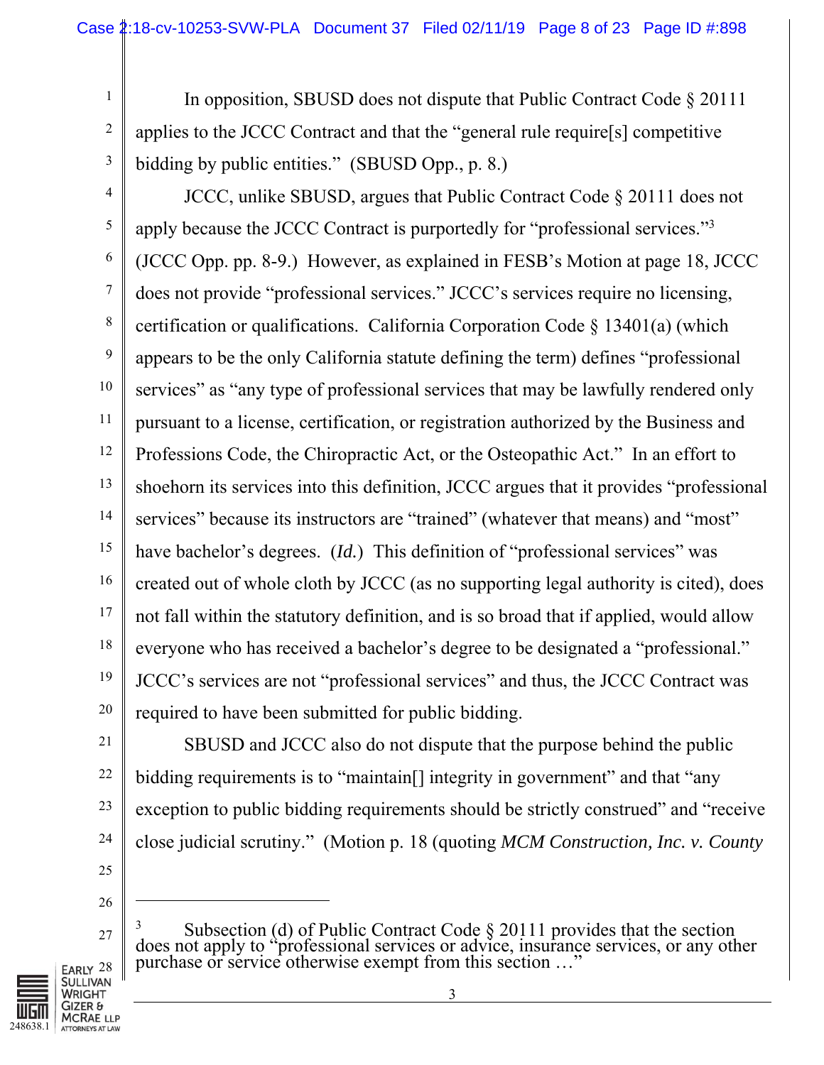In opposition, SBUSD does not dispute that Public Contract Code § 20111 applies to the JCCC Contract and that the "general rule require[s] competitive bidding by public entities." (SBUSD Opp., p. 8.)

JCCC, unlike SBUSD, argues that Public Contract Code § 20111 does not apply because the JCCC Contract is purportedly for "professional services."[3] (JCCC Opp. pp. 8-9.) However, as explained in FESB's Motion at page 18, JCCC does not provide "professional services." JCCC's services require no licensing, certification or qualifications. California Corporation Code § 13401(a) (which appears to be the only California statute defining the term) defines "professional services" as "any type of professional services that may be lawfully rendered only pursuant to a license, certification, or registration authorized by the Business and Professions Code, the Chiropractic Act, or the Osteopathic Act." In an effort to shoehorn its services into this definition, JCCC argues that it provides "professional services" because its instructors are "trained" (whatever that means) and "most" have bachelor's degrees. (*Id.*) This definition of "professional services" was created out of whole cloth by JCCC (as no supporting legal authority is cited), does not fall within the statutory definition, and is so broad that if applied, would allow everyone who has received a bachelor's degree to be designated a "professional." JCCC's services are not "professional services" and thus, the JCCC Contract was required to have been submitted for public bidding.

SBUSD and JCCC also do not dispute that the purpose behind the public bidding requirements is to "maintain[] integrity in government" and that "any exception to public bidding requirements should be strictly construed" and "receive close judicial scrutiny." (Motion p. 18 (quoting *MCM Construction, Inc. v. County*

---

[3] Subsection (d) of Public Contract Code § 20111 provides that the section does not apply to "professional services or advice, insurance services, or any other purchase or service otherwise exempt from this section …"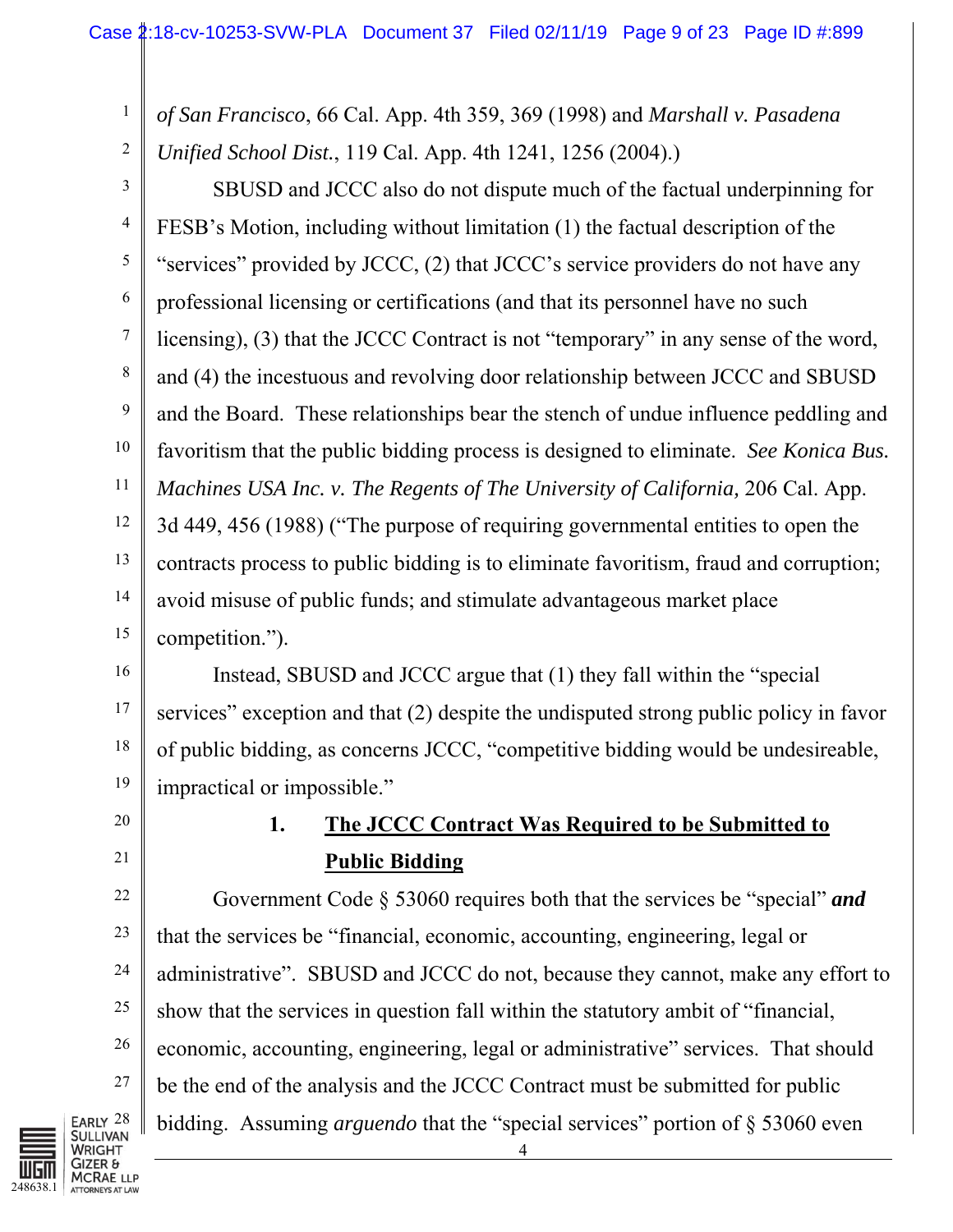*of San Francisco*, 66 Cal. App. 4th 359, 369 (1998) and *Marshall v. Pasadena Unified School Dist.*, 119 Cal. App. 4th 1241, 1256 (2004).)

SBUSD and JCCC also do not dispute much of the factual underpinning for FESB's Motion, including without limitation (1) the factual description of the "services" provided by JCCC, (2) that JCCC's service providers do not have any professional licensing or certifications (and that its personnel have no such licensing), (3) that the JCCC Contract is not "temporary" in any sense of the word, and (4) the incestuous and revolving door relationship between JCCC and SBUSD and the Board. These relationships bear the stench of undue influence peddling and favoritism that the public bidding process is designed to eliminate. *See Konica Bus. Machines USA Inc. v. The Regents of The University of California,* 206 Cal. App. 3d 449, 456 (1988) ("The purpose of requiring governmental entities to open the contracts process to public bidding is to eliminate favoritism, fraud and corruption; avoid misuse of public funds; and stimulate advantageous market place competition.").

Instead, SBUSD and JCCC argue that (1) they fall within the "special services" exception and that (2) despite the undisputed strong public policy in favor of public bidding, as concerns JCCC, "competitive bidding would be undesireable, impractical or impossible."

### 1. **<u>The JCCC Contract Was Required to be Submitted to Public Bidding</u>**

Government Code § 53060 requires both that the services be "special" ***and*** that the services be "financial, economic, accounting, engineering, legal or administrative". SBUSD and JCCC do not, because they cannot, make any effort to show that the services in question fall within the statutory ambit of "financial, economic, accounting, engineering, legal or administrative" services. That should be the end of the analysis and the JCCC Contract must be submitted for public bidding. Assuming *arguendo* that the "special services" portion of § 53060 even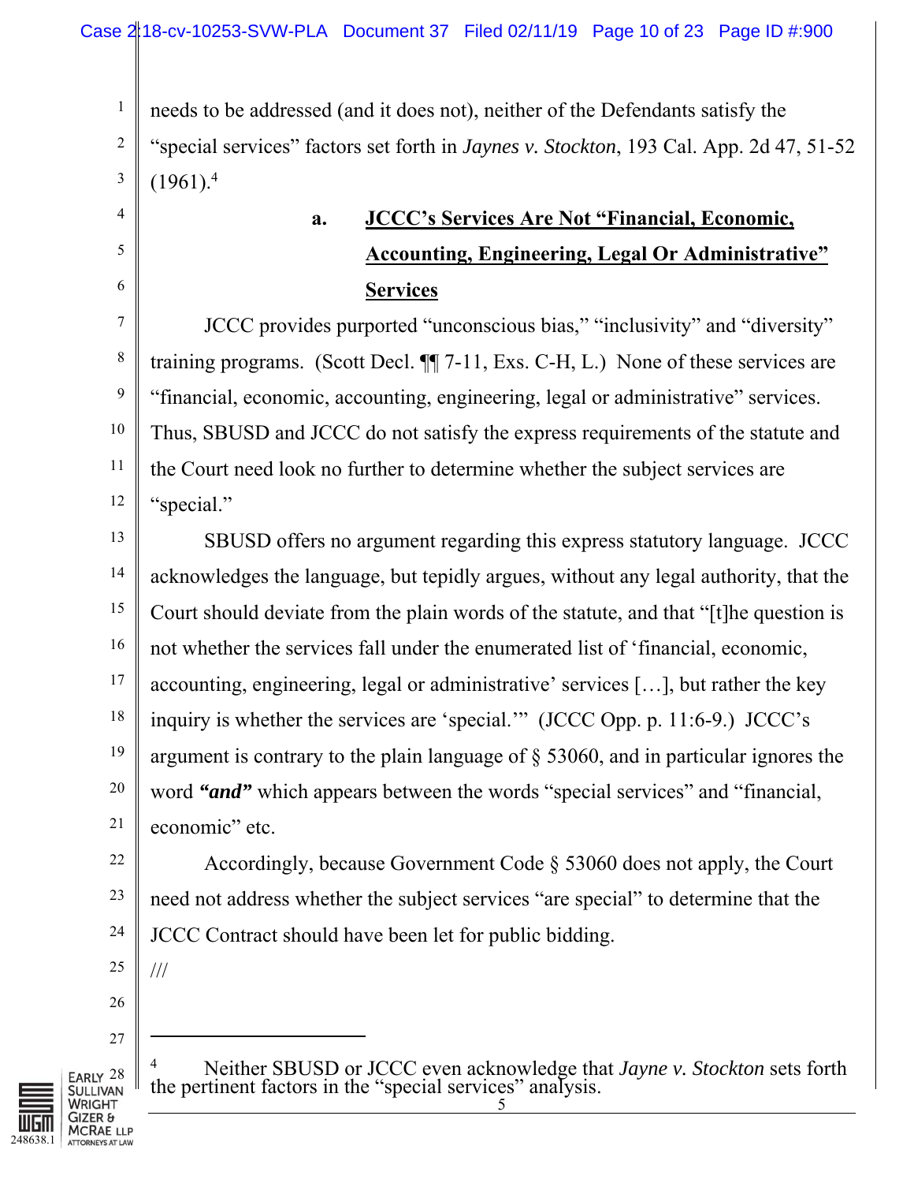needs to be addressed (and it does not), neither of the Defendants satisfy the "special services" factors set forth in *Jaynes v. Stockton*, 193 Cal. App. 2d 47, 51-52 (1961).[4]

### a. JCCC's Services Are Not "Financial, Economic, Accounting, Engineering, Legal Or Administrative" Services

JCCC provides purported "unconscious bias," "inclusivity" and "diversity" training programs. (Scott Decl. ¶¶ 7-11, Exs. C-H, L.) None of these services are "financial, economic, accounting, engineering, legal or administrative" services. Thus, SBUSD and JCCC do not satisfy the express requirements of the statute and the Court need look no further to determine whether the subject services are "special."

SBUSD offers no argument regarding this express statutory language. JCCC acknowledges the language, but tepidly argues, without any legal authority, that the Court should deviate from the plain words of the statute, and that "[t]he question is not whether the services fall under the enumerated list of 'financial, economic, accounting, engineering, legal or administrative' services […], but rather the key inquiry is whether the services are 'special.'" (JCCC Opp. p. 11:6-9.) JCCC's argument is contrary to the plain language of § 53060, and in particular ignores the word ***"and"*** which appears between the words "special services" and "financial, economic" etc.

Accordingly, because Government Code § 53060 does not apply, the Court need not address whether the subject services "are special" to determine that the JCCC Contract should have been let for public bidding.

///

---

[4] Neither SBUSD or JCCC even acknowledge that *Jayne v. Stockton* sets forth the pertinent factors in the "special services" analysis.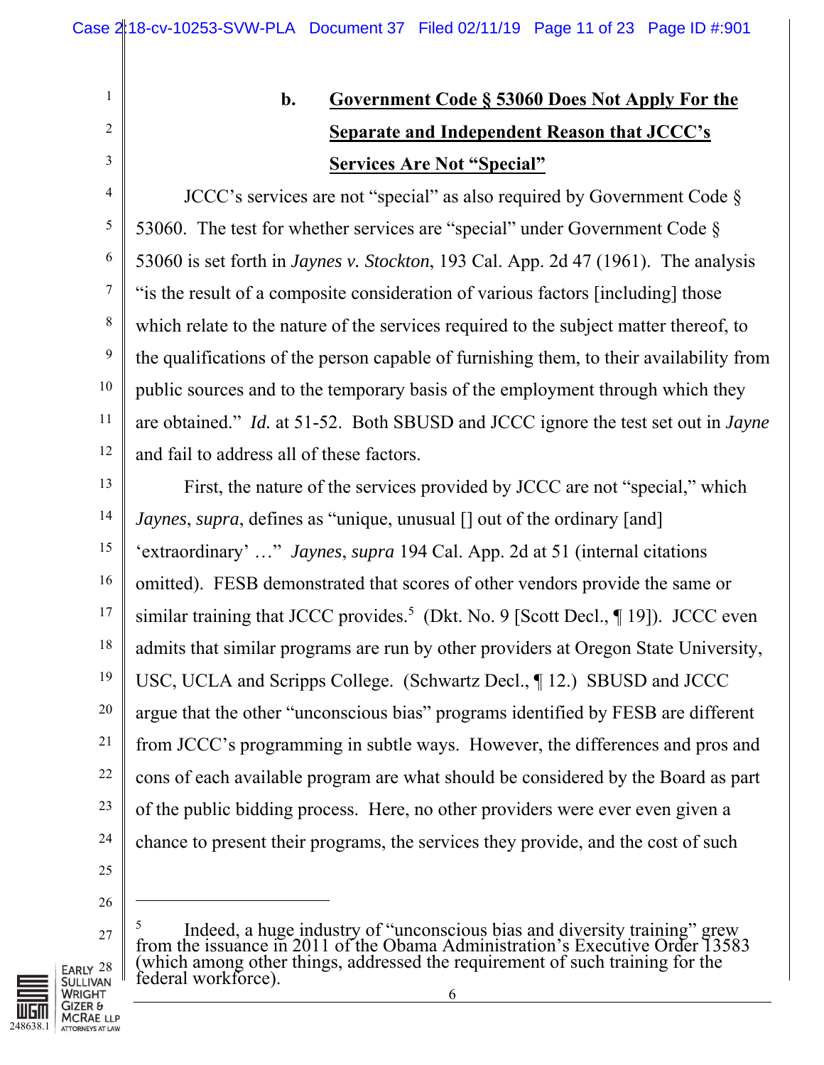**b. Government Code § 53060 Does Not Apply For the Separate and Independent Reason that JCCC's Services Are Not "Special"**

JCCC's services are not "special" as also required by Government Code § 53060. The test for whether services are "special" under Government Code § 53060 is set forth in *Jaynes v. Stockton*, 193 Cal. App. 2d 47 (1961). The analysis "is the result of a composite consideration of various factors [including] those which relate to the nature of the services required to the subject matter thereof, to the qualifications of the person capable of furnishing them, to their availability from public sources and to the temporary basis of the employment through which they are obtained." *Id.* at 51-52. Both SBUSD and JCCC ignore the test set out in *Jayne* and fail to address all of these factors.

First, the nature of the services provided by JCCC are not "special," which *Jaynes*, *supra*, defines as "unique, unusual [] out of the ordinary [and] 'extraordinary' …" *Jaynes*, *supra* 194 Cal. App. 2d at 51 (internal citations omitted). FESB demonstrated that scores of other vendors provide the same or similar training that JCCC provides.[5] (Dkt. No. 9 [Scott Decl., ¶ 19]). JCCC even admits that similar programs are run by other providers at Oregon State University, USC, UCLA and Scripps College. (Schwartz Decl., ¶ 12.) SBUSD and JCCC argue that the other "unconscious bias" programs identified by FESB are different from JCCC's programming in subtle ways. However, the differences and pros and cons of each available program are what should be considered by the Board as part of the public bidding process. Here, no other providers were ever even given a chance to present their programs, the services they provide, and the cost of such

---

[5] Indeed, a huge industry of "unconscious bias and diversity training" grew from the issuance in 2011 of the Obama Administration's Executive Order 13583 (which among other things, addressed the requirement of such training for the federal workforce).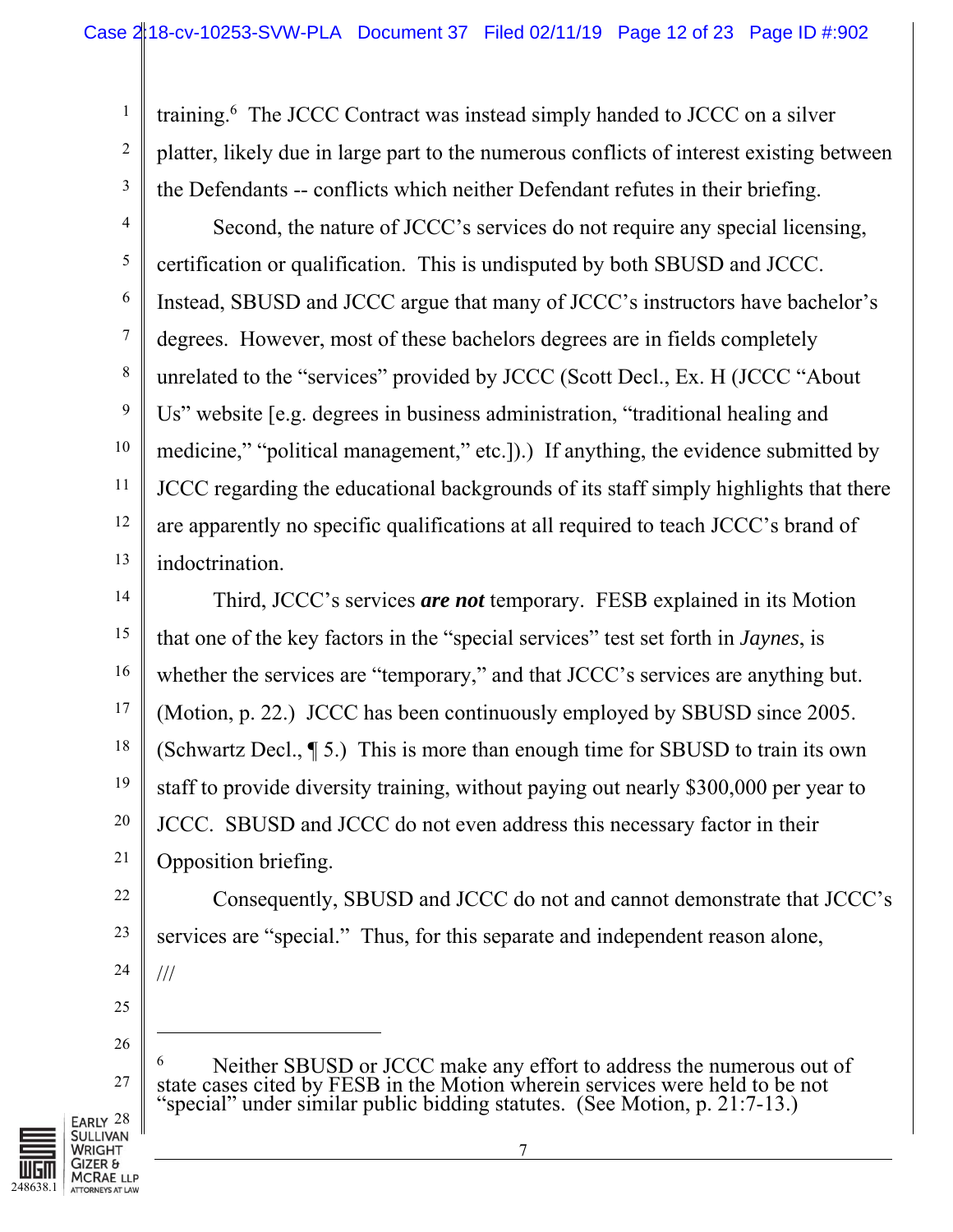training.[6] The JCCC Contract was instead simply handed to JCCC on a silver platter, likely due in large part to the numerous conflicts of interest existing between the Defendants -- conflicts which neither Defendant refutes in their briefing.

Second, the nature of JCCC's services do not require any special licensing, certification or qualification. This is undisputed by both SBUSD and JCCC. Instead, SBUSD and JCCC argue that many of JCCC's instructors have bachelor's degrees. However, most of these bachelors degrees are in fields completely unrelated to the "services" provided by JCCC (Scott Decl., Ex. H (JCCC "About Us" website [e.g. degrees in business administration, "traditional healing and medicine," "political management," etc.]).) If anything, the evidence submitted by JCCC regarding the educational backgrounds of its staff simply highlights that there are apparently no specific qualifications at all required to teach JCCC's brand of indoctrination.

Third, JCCC's services ***are not*** temporary. FESB explained in its Motion that one of the key factors in the "special services" test set forth in *Jaynes*, is whether the services are "temporary," and that JCCC's services are anything but. (Motion, p. 22.) JCCC has been continuously employed by SBUSD since 2005. (Schwartz Decl., ¶ 5.) This is more than enough time for SBUSD to train its own staff to provide diversity training, without paying out nearly $300,000 per year to JCCC. SBUSD and JCCC do not even address this necessary factor in their Opposition briefing.

Consequently, SBUSD and JCCC do not and cannot demonstrate that JCCC's services are "special." Thus, for this separate and independent reason alone,

///

---

[6] Neither SBUSD or JCCC make any effort to address the numerous out of state cases cited by FESB in the Motion wherein services were held to be not "special" under similar public bidding statutes. (See Motion, p. 21:7-13.)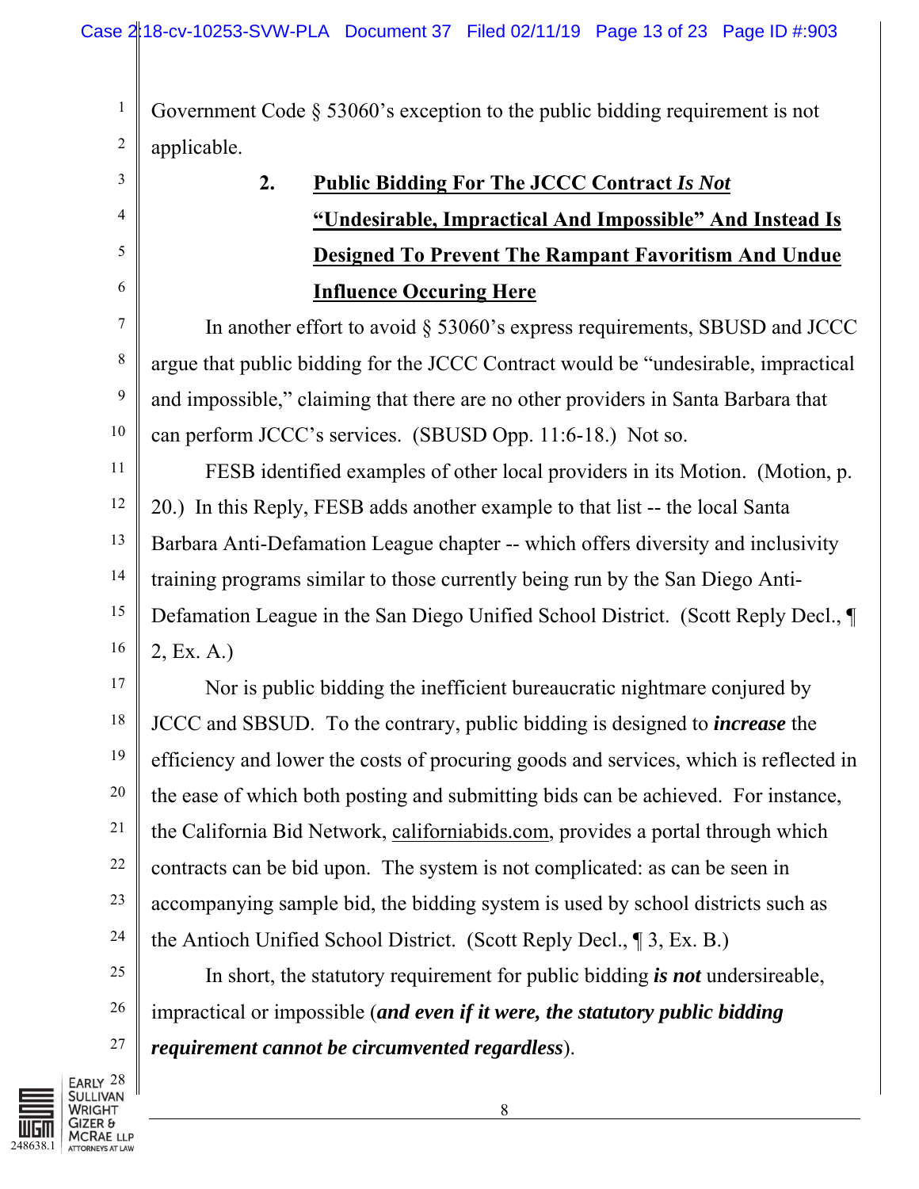Government Code § 53060's exception to the public bidding requirement is not applicable.

### 2. Public Bidding For The JCCC Contract *Is Not* "Undesirable, Impractical And Impossible" And Instead Is Designed To Prevent The Rampant Favoritism And Undue Influence Occuring Here

In another effort to avoid § 53060's express requirements, SBUSD and JCCC argue that public bidding for the JCCC Contract would be "undesirable, impractical and impossible," claiming that there are no other providers in Santa Barbara that can perform JCCC's services. (SBUSD Opp. 11:6-18.) Not so.

FESB identified examples of other local providers in its Motion. (Motion, p. 20.) In this Reply, FESB adds another example to that list -- the local Santa Barbara Anti-Defamation League chapter -- which offers diversity and inclusivity training programs similar to those currently being run by the San Diego Anti-Defamation League in the San Diego Unified School District. (Scott Reply Decl., ¶ 2, Ex. A.)

Nor is public bidding the inefficient bureaucratic nightmare conjured by JCCC and SBSUD. To the contrary, public bidding is designed to ***increase*** the efficiency and lower the costs of procuring goods and services, which is reflected in the ease of which both posting and submitting bids can be achieved. For instance, the California Bid Network, californiabids.com, provides a portal through which contracts can be bid upon. The system is not complicated: as can be seen in accompanying sample bid, the bidding system is used by school districts such as the Antioch Unified School District. (Scott Reply Decl., ¶ 3, Ex. B.)

In short, the statutory requirement for public bidding ***is not*** undersireable, impractical or impossible (***and even if it were, the statutory public bidding requirement cannot be circumvented regardless***).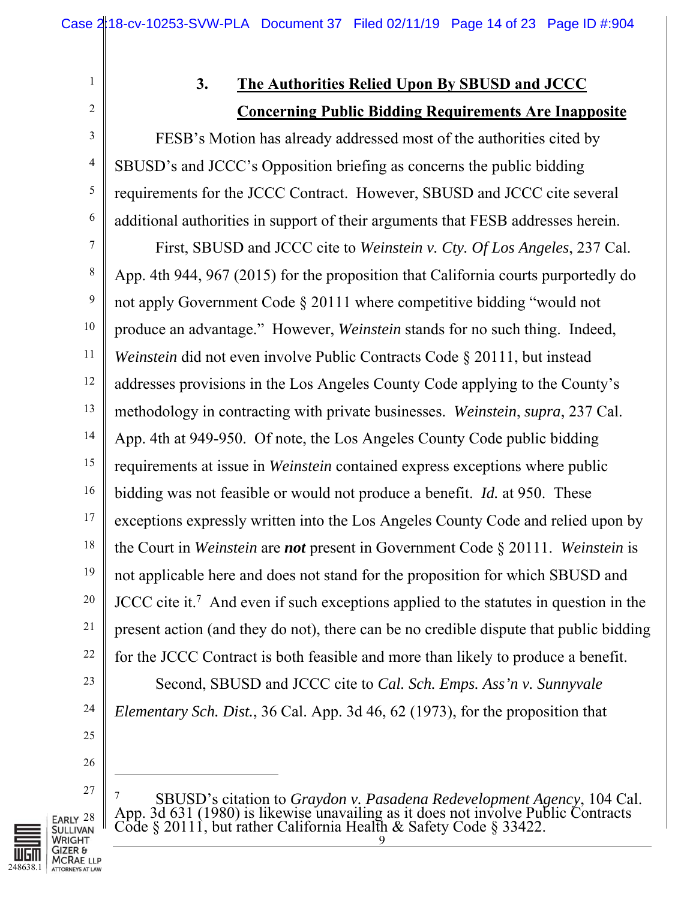### 3. **The Authorities Relied Upon By SBUSD and JCCC Concerning Public Bidding Requirements Are Inapposite**

FESB's Motion has already addressed most of the authorities cited by SBUSD's and JCCC's Opposition briefing as concerns the public bidding requirements for the JCCC Contract. However, SBUSD and JCCC cite several additional authorities in support of their arguments that FESB addresses herein.

First, SBUSD and JCCC cite to *Weinstein v. Cty. Of Los Angeles*, 237 Cal. App. 4th 944, 967 (2015) for the proposition that California courts purportedly do not apply Government Code § 20111 where competitive bidding "would not produce an advantage." However, *Weinstein* stands for no such thing. Indeed, *Weinstein* did not even involve Public Contracts Code § 20111, but instead addresses provisions in the Los Angeles County Code applying to the County's methodology in contracting with private businesses. *Weinstein*, *supra*, 237 Cal. App. 4th at 949-950. Of note, the Los Angeles County Code public bidding requirements at issue in *Weinstein* contained express exceptions where public bidding was not feasible or would not produce a benefit. *Id.* at 950. These exceptions expressly written into the Los Angeles County Code and relied upon by the Court in *Weinstein* are ***not*** present in Government Code § 20111. *Weinstein* is not applicable here and does not stand for the proposition for which SBUSD and JCCC cite it.[7] And even if such exceptions applied to the statutes in question in the present action (and they do not), there can be no credible dispute that public bidding for the JCCC Contract is both feasible and more than likely to produce a benefit.

Second, SBUSD and JCCC cite to *Cal. Sch. Emps. Ass'n v. Sunnyvale Elementary Sch. Dist.*, 36 Cal. App. 3d 46, 62 (1973), for the proposition that

---

[7] SBUSD's citation to *Graydon v. Pasadena Redevelopment Agency*, 104 Cal. App. 3d 631 (1980) is likewise unavailing as it does not involve Public Contracts Code § 20111, but rather California Health & Safety Code § 33422.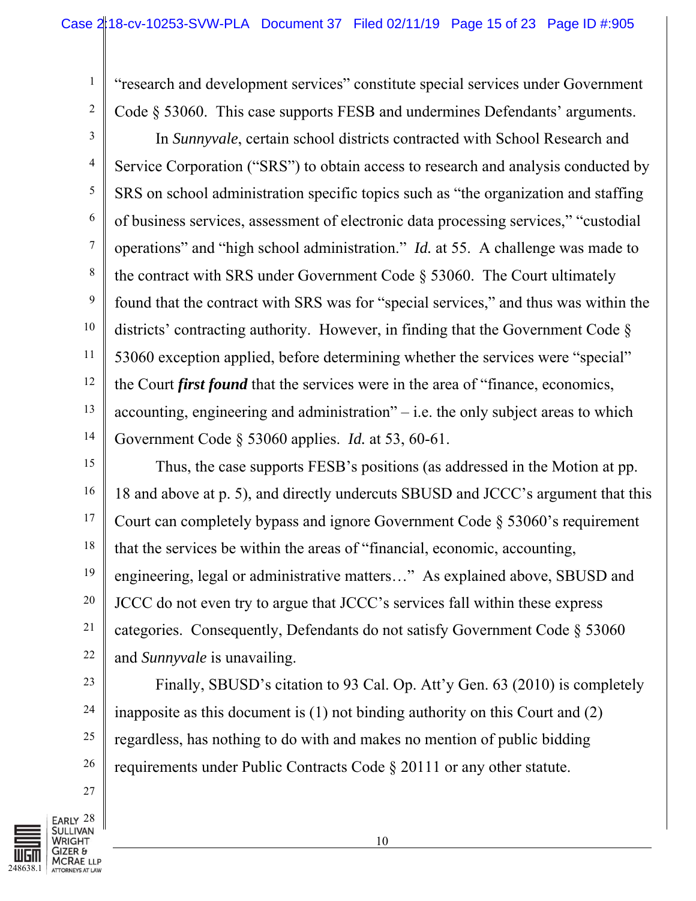"research and development services" constitute special services under Government Code § 53060. This case supports FESB and undermines Defendants' arguments.

In *Sunnyvale*, certain school districts contracted with School Research and Service Corporation ("SRS") to obtain access to research and analysis conducted by SRS on school administration specific topics such as "the organization and staffing of business services, assessment of electronic data processing services," "custodial operations" and "high school administration." *Id.* at 55. A challenge was made to the contract with SRS under Government Code § 53060. The Court ultimately found that the contract with SRS was for "special services," and thus was within the districts' contracting authority. However, in finding that the Government Code § 53060 exception applied, before determining whether the services were "special" the Court ***first found*** that the services were in the area of "finance, economics, accounting, engineering and administration" – i.e. the only subject areas to which Government Code § 53060 applies. *Id.* at 53, 60-61.

Thus, the case supports FESB's positions (as addressed in the Motion at pp. 18 and above at p. 5), and directly undercuts SBUSD and JCCC's argument that this Court can completely bypass and ignore Government Code § 53060's requirement that the services be within the areas of "financial, economic, accounting, engineering, legal or administrative matters…" As explained above, SBUSD and JCCC do not even try to argue that JCCC's services fall within these express categories. Consequently, Defendants do not satisfy Government Code § 53060 and *Sunnyvale* is unavailing.

Finally, SBUSD's citation to 93 Cal. Op. Att'y Gen. 63 (2010) is completely inapposite as this document is (1) not binding authority on this Court and (2) regardless, has nothing to do with and makes no mention of public bidding requirements under Public Contracts Code § 20111 or any other statute.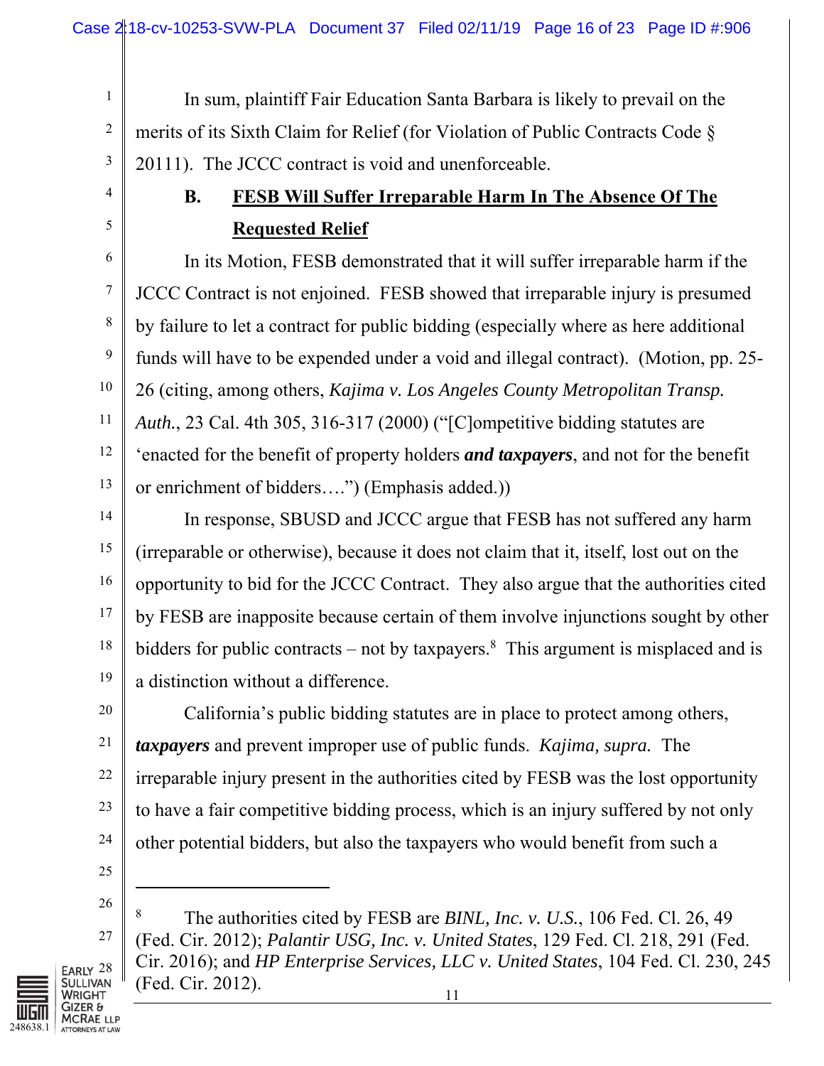In sum, plaintiff Fair Education Santa Barbara is likely to prevail on the merits of its Sixth Claim for Relief (for Violation of Public Contracts Code § 20111). The JCCC contract is void and unenforceable.

### B. FESB Will Suffer Irreparable Harm In The Absence Of The Requested Relief

In its Motion, FESB demonstrated that it will suffer irreparable harm if the JCCC Contract is not enjoined. FESB showed that irreparable injury is presumed by failure to let a contract for public bidding (especially where as here additional funds will have to be expended under a void and illegal contract). (Motion, pp. 25-26 (citing, among others, *Kajima v. Los Angeles County Metropolitan Transp. Auth.*, 23 Cal. 4th 305, 316-317 (2000) ("[C]ompetitive bidding statutes are 'enacted for the benefit of property holders ***and taxpayers***, and not for the benefit or enrichment of bidders….") (Emphasis added.))

In response, SBUSD and JCCC argue that FESB has not suffered any harm (irreparable or otherwise), because it does not claim that it, itself, lost out on the opportunity to bid for the JCCC Contract. They also argue that the authorities cited by FESB are inapposite because certain of them involve injunctions sought by other bidders for public contracts – not by taxpayers.[8] This argument is misplaced and is a distinction without a difference.

California's public bidding statutes are in place to protect among others, ***taxpayers*** and prevent improper use of public funds. *Kajima, supra.* The irreparable injury present in the authorities cited by FESB was the lost opportunity to have a fair competitive bidding process, which is an injury suffered by not only other potential bidders, but also the taxpayers who would benefit from such a

---

[8] The authorities cited by FESB are *BINL, Inc. v. U.S.*, 106 Fed. Cl. 26, 49 (Fed. Cir. 2012); *Palantir USG, Inc. v. United States*, 129 Fed. Cl. 218, 291 (Fed. Cir. 2016); and *HP Enterprise Services, LLC v. United States*, 104 Fed. Cl. 230, 245 (Fed. Cir. 2012).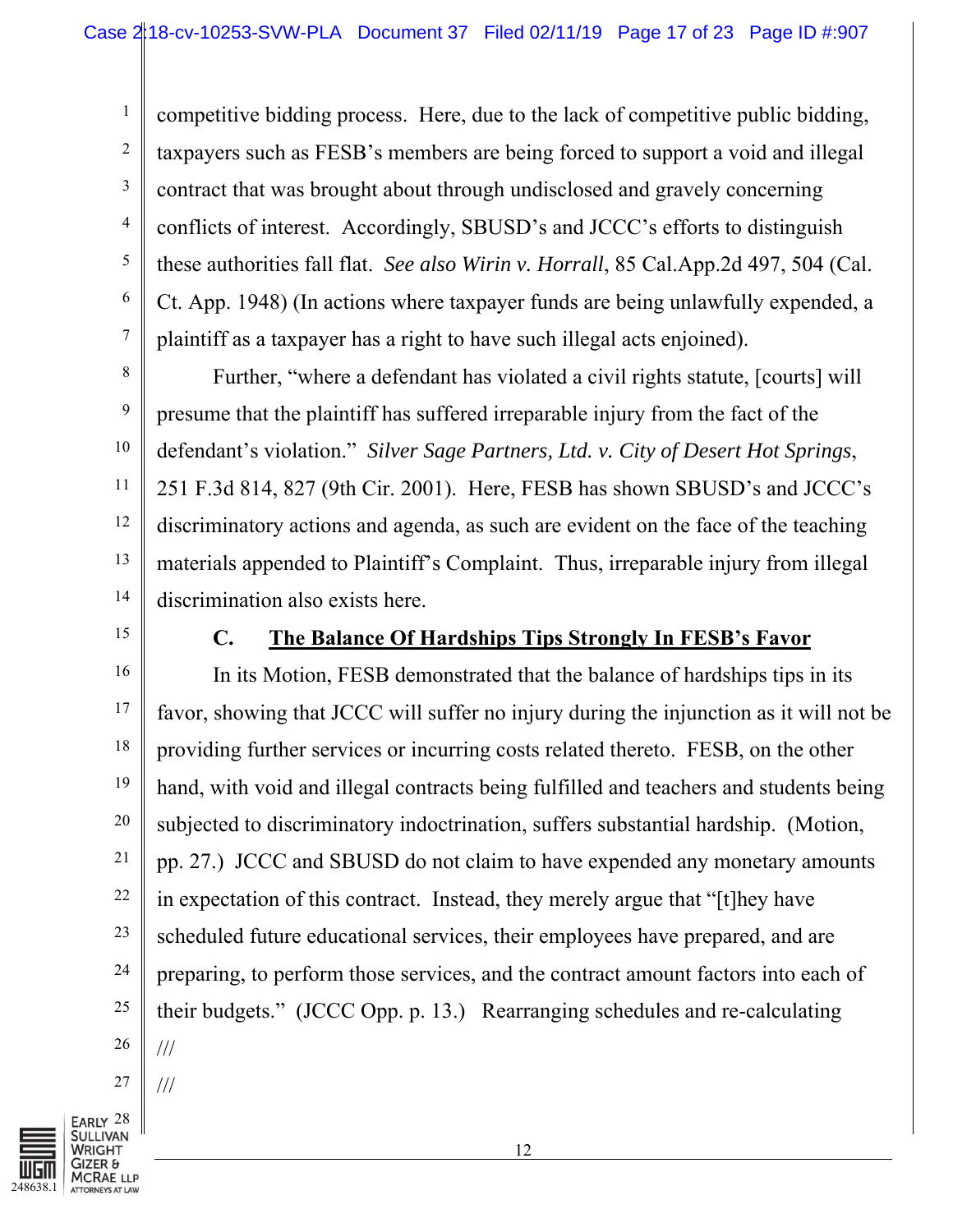competitive bidding process. Here, due to the lack of competitive public bidding, taxpayers such as FESB's members are being forced to support a void and illegal contract that was brought about through undisclosed and gravely concerning conflicts of interest. Accordingly, SBUSD's and JCCC's efforts to distinguish these authorities fall flat. *See also Wirin v. Horrall*, 85 Cal.App.2d 497, 504 (Cal. Ct. App. 1948) (In actions where taxpayer funds are being unlawfully expended, a plaintiff as a taxpayer has a right to have such illegal acts enjoined).

Further, "where a defendant has violated a civil rights statute, [courts] will presume that the plaintiff has suffered irreparable injury from the fact of the defendant's violation." *Silver Sage Partners, Ltd. v. City of Desert Hot Springs*, 251 F.3d 814, 827 (9th Cir. 2001). Here, FESB has shown SBUSD's and JCCC's discriminatory actions and agenda, as such are evident on the face of the teaching materials appended to Plaintiff's Complaint. Thus, irreparable injury from illegal discrimination also exists here.

### C. <u>The Balance Of Hardships Tips Strongly In FESB's Favor</u>

In its Motion, FESB demonstrated that the balance of hardships tips in its favor, showing that JCCC will suffer no injury during the injunction as it will not be providing further services or incurring costs related thereto. FESB, on the other hand, with void and illegal contracts being fulfilled and teachers and students being subjected to discriminatory indoctrination, suffers substantial hardship. (Motion, pp. 27.) JCCC and SBUSD do not claim to have expended any monetary amounts in expectation of this contract. Instead, they merely argue that "[t]hey have scheduled future educational services, their employees have prepared, and are preparing, to perform those services, and the contract amount factors into each of their budgets." (JCCC Opp. p. 13.) Rearranging schedules and re-calculating

///

///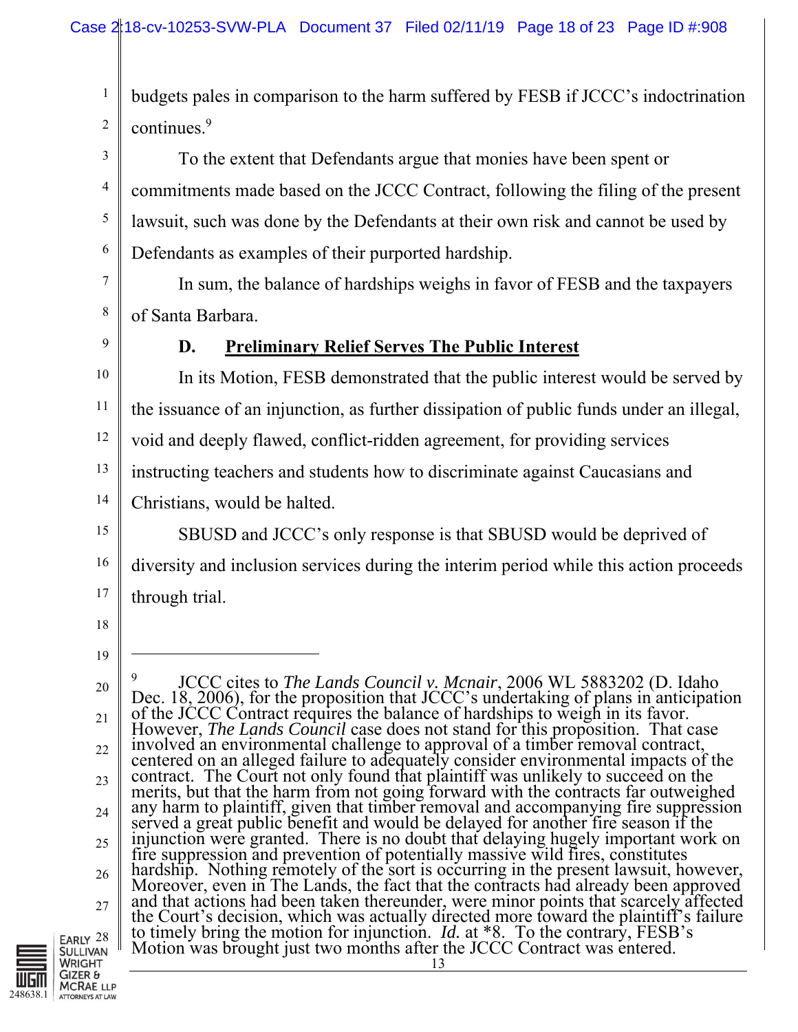budgets pales in comparison to the harm suffered by FESB if JCCC's indoctrination continues.[9]

To the extent that Defendants argue that monies have been spent or commitments made based on the JCCC Contract, following the filing of the present lawsuit, such was done by the Defendants at their own risk and cannot be used by Defendants as examples of their purported hardship.

In sum, the balance of hardships weighs in favor of FESB and the taxpayers of Santa Barbara.

### D. Preliminary Relief Serves The Public Interest

In its Motion, FESB demonstrated that the public interest would be served by the issuance of an injunction, as further dissipation of public funds under an illegal, void and deeply flawed, conflict-ridden agreement, for providing services instructing teachers and students how to discriminate against Caucasians and Christians, would be halted.

SBUSD and JCCC's only response is that SBUSD would be deprived of diversity and inclusion services during the interim period while this action proceeds through trial.

---

[9] JCCC cites to *The Lands Council v. Mcnair*, 2006 WL 5883202 (D. Idaho Dec. 18, 2006), for the proposition that JCCC's undertaking of plans in anticipation of the JCCC Contract requires the balance of hardships to weigh in its favor. However, *The Lands Council* case does not stand for this proposition. That case involved an environmental challenge to approval of a timber removal contract, centered on an alleged failure to adequately consider environmental impacts of the contract. The Court not only found that plaintiff was unlikely to succeed on the merits, but that the harm from not going forward with the contracts far outweighed any harm to plaintiff, given that timber removal and accompanying fire suppression served a great public benefit and would be delayed for another fire season if the injunction were granted. There is no doubt that delaying hugely important work on fire suppression and prevention of potentially massive wild fires, constitutes hardship. Nothing remotely of the sort is occurring in the present lawsuit, however, Moreover, even in The Lands, the fact that the contracts had already been approved and that actions had been taken thereunder, were minor points that scarcely affected the Court's decision, which was actually directed more toward the plaintiff's failure to timely bring the motion for injunction. *Id.* at *8. To the contrary, FESB's Motion was brought just two months after the JCCC Contract was entered.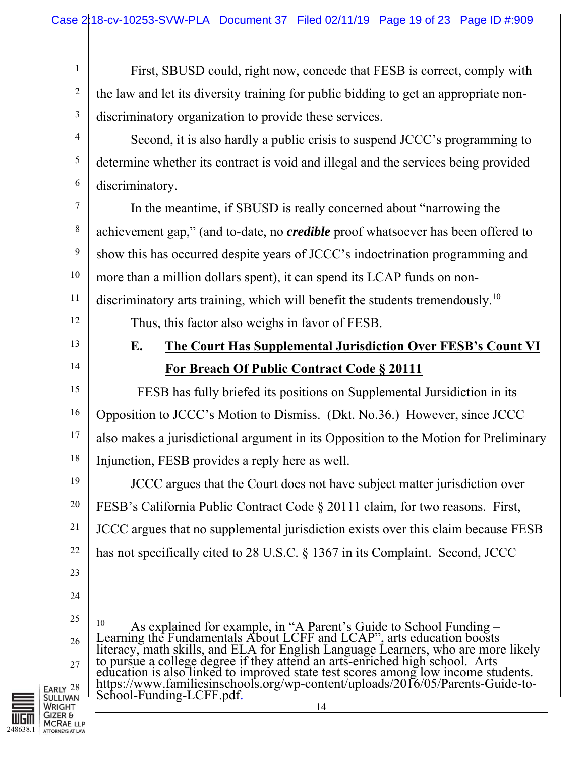First, SBUSD could, right now, concede that FESB is correct, comply with the law and let its diversity training for public bidding to get an appropriate non-discriminatory organization to provide these services.

Second, it is also hardly a public crisis to suspend JCCC's programming to determine whether its contract is void and illegal and the services being provided discriminatory.

In the meantime, if SBUSD is really concerned about "narrowing the achievement gap," (and to-date, no ***credible*** proof whatsoever has been offered to show this has occurred despite years of JCCC's indoctrination programming and more than a million dollars spent), it can spend its LCAP funds on non-discriminatory arts training, which will benefit the students tremendously.[10]

Thus, this factor also weighs in favor of FESB.

### E. The Court Has Supplemental Jurisdiction Over FESB's Count VI For Breach Of Public Contract Code § 20111

FESB has fully briefed its positions on Supplemental Jursidiction in its Opposition to JCCC's Motion to Dismiss. (Dkt. No.36.) However, since JCCC also makes a jurisdictional argument in its Opposition to the Motion for Preliminary Injunction, FESB provides a reply here as well.

JCCC argues that the Court does not have subject matter jurisdiction over FESB's California Public Contract Code § 20111 claim, for two reasons. First, JCCC argues that no supplemental jurisdiction exists over this claim because FESB has not specifically cited to 28 U.S.C. § 1367 in its Complaint. Second, JCCC

---

[10] As explained for example, in "A Parent's Guide to School Funding – Learning the Fundamentals About LCFF and LCAP", arts education boosts literacy, math skills, and ELA for English Language Learners, who are more likely to pursue a college degree if they attend an arts-enriched high school. Arts education is also linked to improved state test scores among low income students. https://www.familiesinschools.org/wp-content/uploads/2016/05/Parents-Guide-to-School-Funding-LCFF.pdf.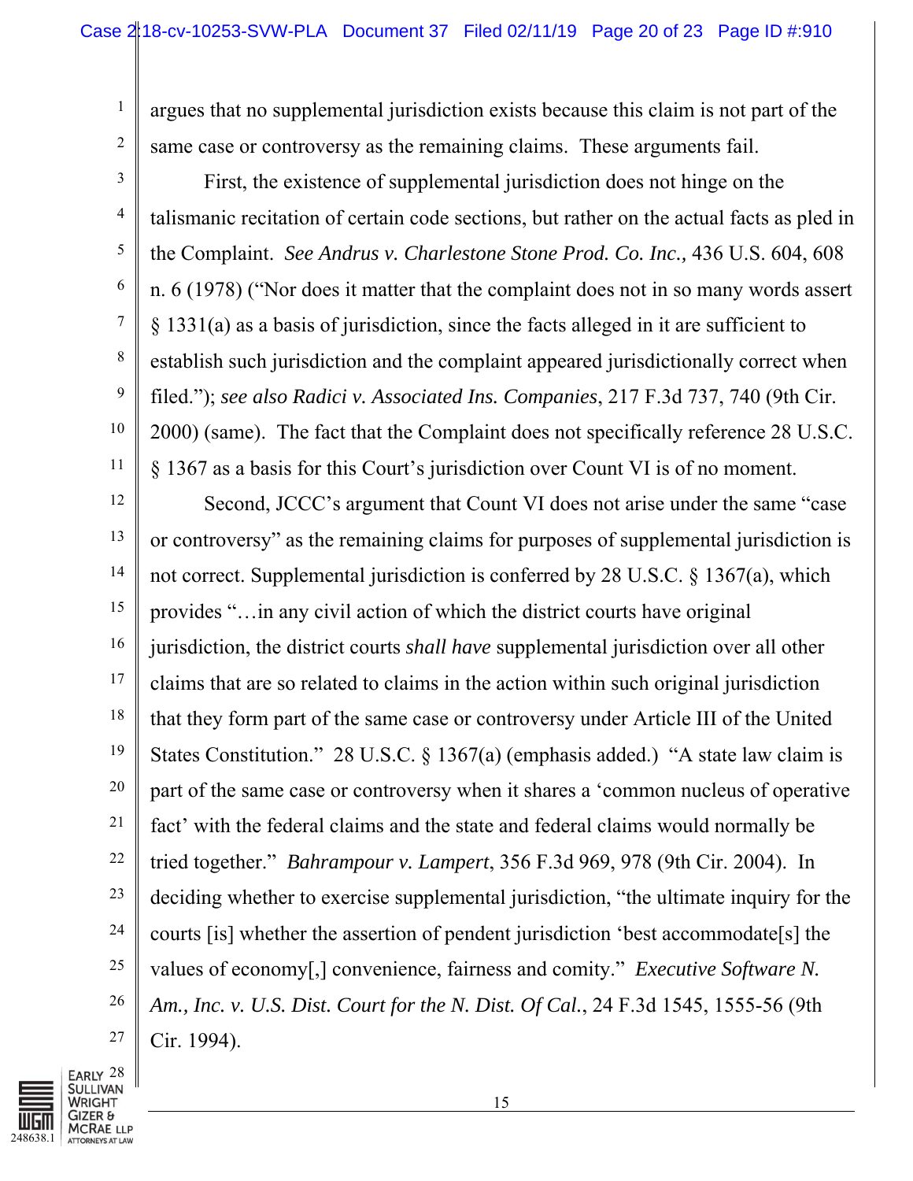argues that no supplemental jurisdiction exists because this claim is not part of the same case or controversy as the remaining claims. These arguments fail.

First, the existence of supplemental jurisdiction does not hinge on the talismanic recitation of certain code sections, but rather on the actual facts as pled in the Complaint. *See Andrus v. Charlestone Stone Prod. Co. Inc.,* 436 U.S. 604, 608 n. 6 (1978) ("Nor does it matter that the complaint does not in so many words assert § 1331(a) as a basis of jurisdiction, since the facts alleged in it are sufficient to establish such jurisdiction and the complaint appeared jurisdictionally correct when filed."); *see also Radici v. Associated Ins. Companies*, 217 F.3d 737, 740 (9th Cir. 2000) (same). The fact that the Complaint does not specifically reference 28 U.S.C. § 1367 as a basis for this Court's jurisdiction over Count VI is of no moment.

Second, JCCC's argument that Count VI does not arise under the same "case or controversy" as the remaining claims for purposes of supplemental jurisdiction is not correct. Supplemental jurisdiction is conferred by 28 U.S.C. § 1367(a), which provides "…in any civil action of which the district courts have original jurisdiction, the district courts *shall have* supplemental jurisdiction over all other claims that are so related to claims in the action within such original jurisdiction that they form part of the same case or controversy under Article III of the United States Constitution." 28 U.S.C. § 1367(a) (emphasis added.) "A state law claim is part of the same case or controversy when it shares a 'common nucleus of operative fact' with the federal claims and the state and federal claims would normally be tried together." *Bahrampour v. Lampert*, 356 F.3d 969, 978 (9th Cir. 2004). In deciding whether to exercise supplemental jurisdiction, "the ultimate inquiry for the courts [is] whether the assertion of pendent jurisdiction 'best accommodate[s] the values of economy[,] convenience, fairness and comity." *Executive Software N. Am., Inc. v. U.S. Dist. Court for the N. Dist. Of Cal.*, 24 F.3d 1545, 1555-56 (9th Cir. 1994).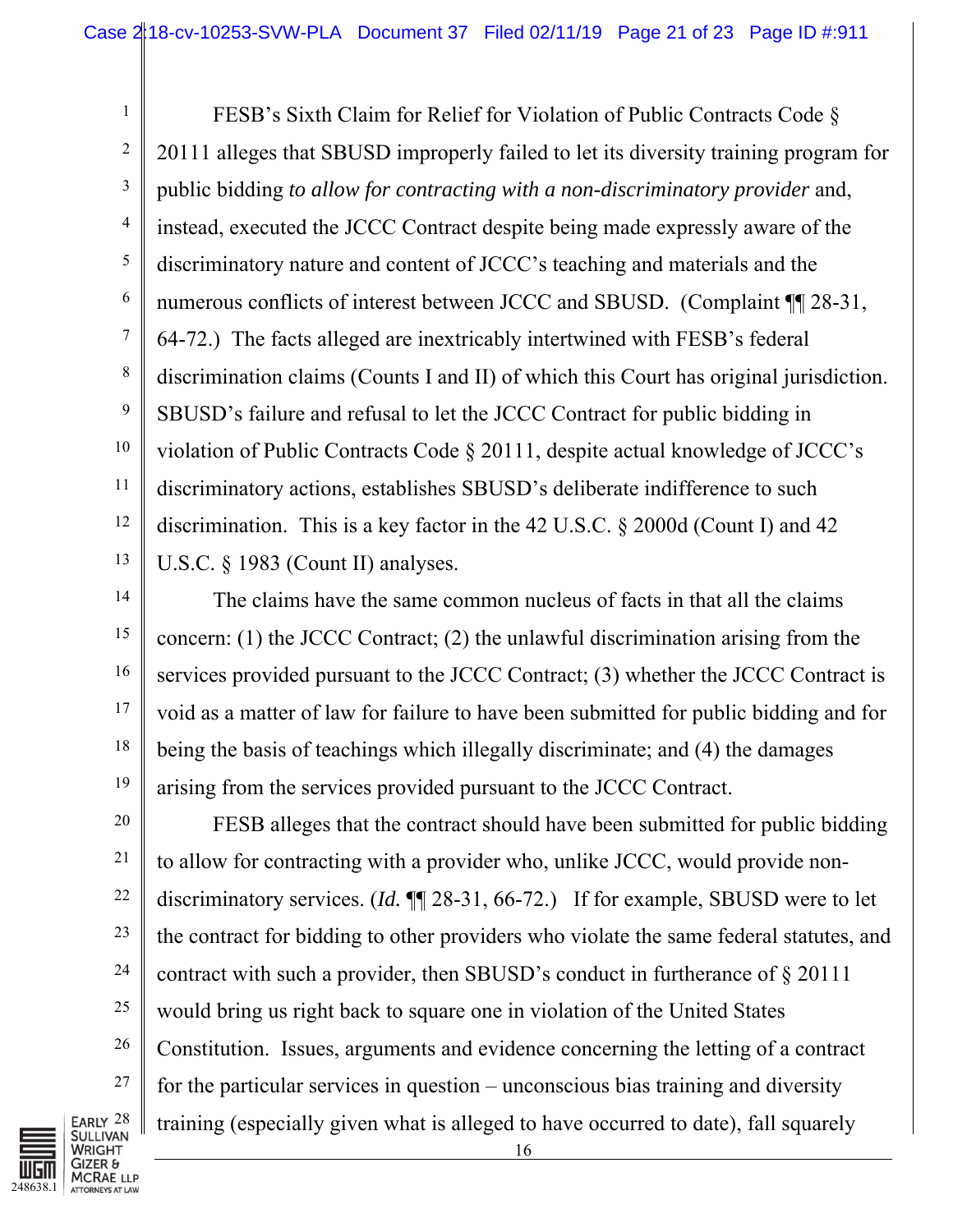FESB's Sixth Claim for Relief for Violation of Public Contracts Code § 20111 alleges that SBUSD improperly failed to let its diversity training program for public bidding *to allow for contracting with a non-discriminatory provider* and, instead, executed the JCCC Contract despite being made expressly aware of the discriminatory nature and content of JCCC's teaching and materials and the numerous conflicts of interest between JCCC and SBUSD. (Complaint ¶¶ 28-31, 64-72.) The facts alleged are inextricably intertwined with FESB's federal discrimination claims (Counts I and II) of which this Court has original jurisdiction. SBUSD's failure and refusal to let the JCCC Contract for public bidding in violation of Public Contracts Code § 20111, despite actual knowledge of JCCC's discriminatory actions, establishes SBUSD's deliberate indifference to such discrimination. This is a key factor in the 42 U.S.C. § 2000d (Count I) and 42 U.S.C. § 1983 (Count II) analyses.

The claims have the same common nucleus of facts in that all the claims concern: (1) the JCCC Contract; (2) the unlawful discrimination arising from the services provided pursuant to the JCCC Contract; (3) whether the JCCC Contract is void as a matter of law for failure to have been submitted for public bidding and for being the basis of teachings which illegally discriminate; and (4) the damages arising from the services provided pursuant to the JCCC Contract.

FESB alleges that the contract should have been submitted for public bidding to allow for contracting with a provider who, unlike JCCC, would provide non-discriminatory services. (*Id.* ¶¶ 28-31, 66-72.) If for example, SBUSD were to let the contract for bidding to other providers who violate the same federal statutes, and contract with such a provider, then SBUSD's conduct in furtherance of § 20111 would bring us right back to square one in violation of the United States Constitution. Issues, arguments and evidence concerning the letting of a contract for the particular services in question – unconscious bias training and diversity training (especially given what is alleged to have occurred to date), fall squarely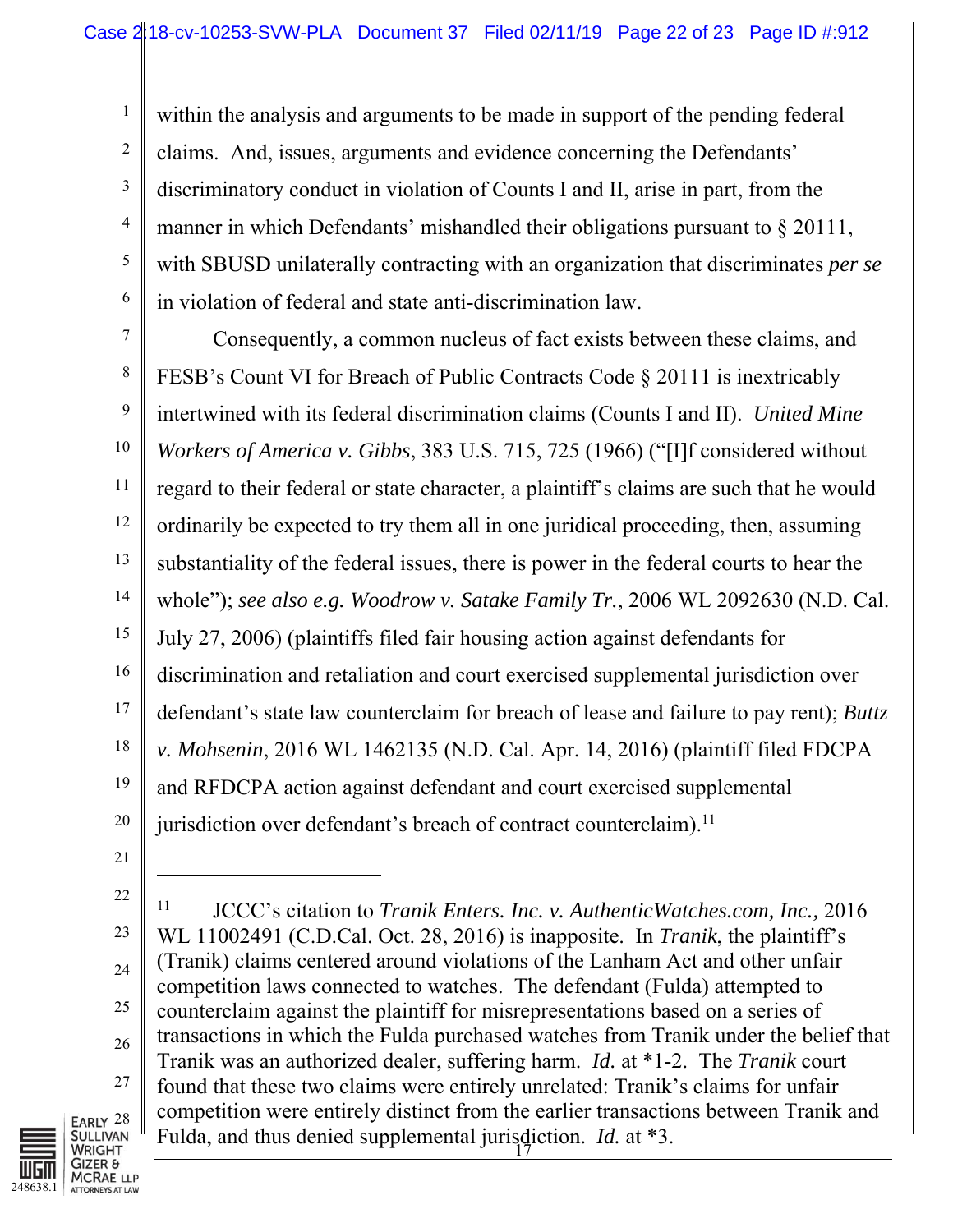within the analysis and arguments to be made in support of the pending federal claims. And, issues, arguments and evidence concerning the Defendants' discriminatory conduct in violation of Counts I and II, arise in part, from the manner in which Defendants' mishandled their obligations pursuant to § 20111, with SBUSD unilaterally contracting with an organization that discriminates *per se* in violation of federal and state anti-discrimination law.

Consequently, a common nucleus of fact exists between these claims, and FESB's Count VI for Breach of Public Contracts Code § 20111 is inextricably intertwined with its federal discrimination claims (Counts I and II). *United Mine Workers of America v. Gibbs*, 383 U.S. 715, 725 (1966) ("[I]f considered without regard to their federal or state character, a plaintiff's claims are such that he would ordinarily be expected to try them all in one juridical proceeding, then, assuming substantiality of the federal issues, there is power in the federal courts to hear the whole"); *see also e.g. Woodrow v. Satake Family Tr.*, 2006 WL 2092630 (N.D. Cal. July 27, 2006) (plaintiffs filed fair housing action against defendants for discrimination and retaliation and court exercised supplemental jurisdiction over defendant's state law counterclaim for breach of lease and failure to pay rent); *Buttz v. Mohsenin*, 2016 WL 1462135 (N.D. Cal. Apr. 14, 2016) (plaintiff filed FDCPA and RFDCPA action against defendant and court exercised supplemental jurisdiction over defendant's breach of contract counterclaim).[11]

---

[11] JCCC's citation to *Tranik Enters. Inc. v. AuthenticWatches.com, Inc.*, 2016 WL 11002491 (C.D.Cal. Oct. 28, 2016) is inapposite. In *Tranik*, the plaintiff's (Tranik) claims centered around violations of the Lanham Act and other unfair competition laws connected to watches. The defendant (Fulda) attempted to counterclaim against the plaintiff for misrepresentations based on a series of transactions in which the Fulda purchased watches from Tranik under the belief that Tranik was an authorized dealer, suffering harm. *Id.* at *1-2. The *Tranik* court found that these two claims were entirely unrelated: Tranik's claims for unfair competition were entirely distinct from the earlier transactions between Tranik and Fulda, and thus denied supplemental jurisdiction. *Id.* at *3.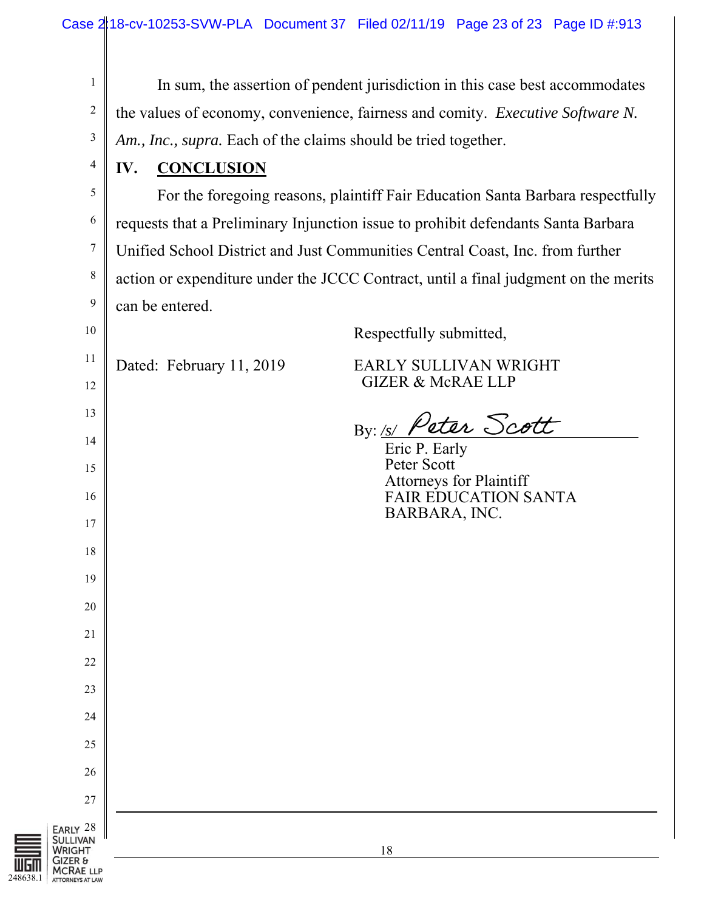In sum, the assertion of pendent jurisdiction in this case best accommodates the values of economy, convenience, fairness and comity. *Executive Software N. Am., Inc., supra.* Each of the claims should be tried together.

## IV. CONCLUSION

For the foregoing reasons, plaintiff Fair Education Santa Barbara respectfully requests that a Preliminary Injunction issue to prohibit defendants Santa Barbara Unified School District and Just Communities Central Coast, Inc. from further action or expenditure under the JCCC Contract, until a final judgment on the merits can be entered.

Respectfully submitted,

Dated: February 11, 2019

EARLY SULLIVAN WRIGHT GIZER & McRAE LLP

By: /s/ Peter Scott

Eric P. Early
Peter Scott
Attorneys for Plaintiff
FAIR EDUCATION SANTA BARBARA, INC.